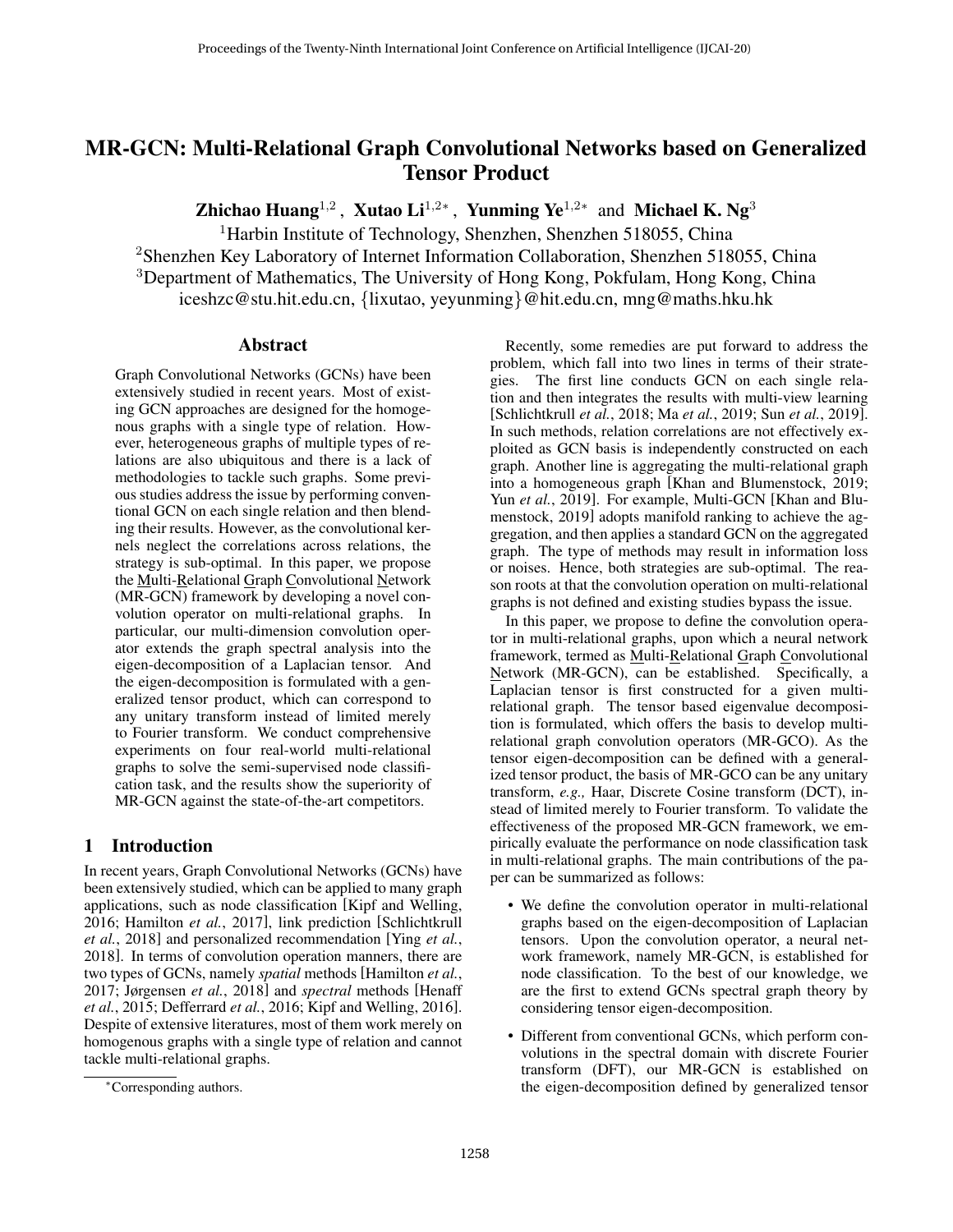# MR-GCN: Multi-Relational Graph Convolutional Networks based on Generalized Tensor Product

**Zhichao Huang**[1,2], **Xutao Li**[1,2*], **Yunming Ye**[1,2*] and **Michael K. Ng**[3]

[1]Harbin Institute of Technology, Shenzhen, Shenzhen 518055, China

[2]Shenzhen Key Laboratory of Internet Information Collaboration, Shenzhen 518055, China

[3]Department of Mathematics, The University of Hong Kong, Pokfulam, Hong Kong, China

iceshzc@stu.hit.edu.cn, {lixutao, yeyunming}@hit.edu.cn, mng@maths.hku.hk

## Abstract

Graph Convolutional Networks (GCNs) have been extensively studied in recent years. Most of existing GCN approaches are designed for the homogenous graphs with a single type of relation. However, heterogeneous graphs of multiple types of relations are also ubiquitous and there is a lack of methodologies to tackle such graphs. Some previous studies address the issue by performing conventional GCN on each single relation and then blending their results. However, as the convolutional kernels neglect the correlations across relations, the strategy is sub-optimal. In this paper, we propose the Multi-Relational Graph Convolutional Network (MR-GCN) framework by developing a novel convolution operator on multi-relational graphs. In particular, our multi-dimension convolution operator extends the graph spectral analysis into the eigen-decomposition of a Laplacian tensor. And the eigen-decomposition is formulated with a generalized tensor product, which can correspond to any unitary transform instead of limited merely to Fourier transform. We conduct comprehensive experiments on four real-world multi-relational graphs to solve the semi-supervised node classification task, and the results show the superiority of MR-GCN against the state-of-the-art competitors.

## 1 Introduction

In recent years, Graph Convolutional Networks (GCNs) have been extensively studied, which can be applied to many graph applications, such as node classification [Kipf and Welling, 2016; Hamilton *et al.*, 2017], link prediction [Schlichtkrull *et al.*, 2018] and personalized recommendation [Ying *et al.*, 2018]. In terms of convolution operation manners, there are two types of GCNs, namely *spatial* methods [Hamilton *et al.*, 2017; Jørgensen *et al.*, 2018] and *spectral* methods [Henaff *et al.*, 2015; Defferrard *et al.*, 2016; Kipf and Welling, 2016]. Despite of extensive literatures, most of them work merely on homogenous graphs with a single type of relation and cannot tackle multi-relational graphs.

Recently, some remedies are put forward to address the problem, which fall into two lines in terms of their strategies. The first line conducts GCN on each single relation and then integrates the results with multi-view learning [Schlichtkrull *et al.*, 2018; Ma *et al.*, 2019; Sun *et al.*, 2019]. In such methods, relation correlations are not effectively exploited as GCN basis is independently constructed on each graph. Another line is aggregating the multi-relational graph into a homogeneous graph [Khan and Blumenstock, 2019; Yun *et al.*, 2019]. For example, Multi-GCN [Khan and Blumenstock, 2019] adopts manifold ranking to achieve the aggregation, and then applies a standard GCN on the aggregated graph. The type of methods may result in information loss or noises. Hence, both strategies are sub-optimal. The reason roots at that the convolution operation on multi-relational graphs is not defined and existing studies bypass the issue.

In this paper, we propose to define the convolution operator in multi-relational graphs, upon which a neural network framework, termed as Multi-Relational Graph Convolutional Network (MR-GCN), can be established. Specifically, a Laplacian tensor is first constructed for a given multi-relational graph. The tensor based eigenvalue decomposition is formulated, which offers the basis to develop multi-relational graph convolution operators (MR-GCO). As the tensor eigen-decomposition can be defined with a generalized tensor product, the basis of MR-GCO can be any unitary transform, *e.g.,* Haar, Discrete Cosine transform (DCT), instead of limited merely to Fourier transform. To validate the effectiveness of the proposed MR-GCN framework, we empirically evaluate the performance on node classification task in multi-relational graphs. The main contributions of the paper can be summarized as follows:

- We define the convolution operator in multi-relational graphs based on the eigen-decomposition of Laplacian tensors. Upon the convolution operator, a neural network framework, namely MR-GCN, is established for node classification. To the best of our knowledge, we are the first to extend GCNs spectral graph theory by considering tensor eigen-decomposition.
- Different from conventional GCNs, which perform convolutions in the spectral domain with discrete Fourier transform (DFT), our MR-GCN is established on the eigen-decomposition defined by generalized tensor

*Corresponding authors.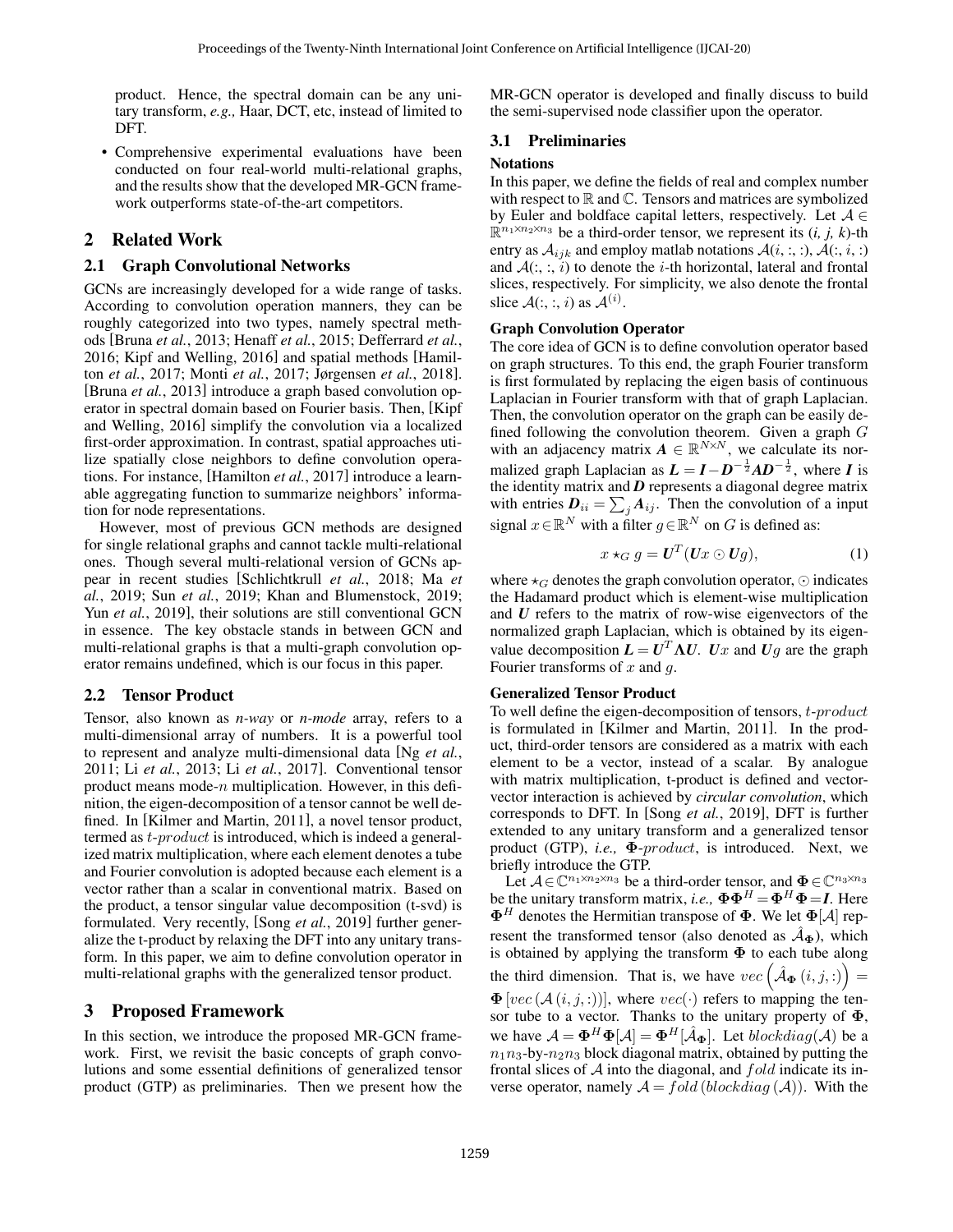product. Hence, the spectral domain can be any unitary transform, *e.g.,* Haar, DCT, etc, instead of limited to DFT.

- Comprehensive experimental evaluations have been conducted on four real-world multi-relational graphs, and the results show that the developed MR-GCN framework outperforms state-of-the-art competitors.

## 2 Related Work

### 2.1 Graph Convolutional Networks

GCNs are increasingly developed for a wide range of tasks. According to convolution operation manners, they can be roughly categorized into two types, namely spectral methods [Bruna *et al.*, 2013; Henaff *et al.*, 2015; Defferrard *et al.*, 2016; Kipf and Welling, 2016] and spatial methods [Hamilton *et al.*, 2017; Monti *et al.*, 2017; Jørgensen *et al.*, 2018]. [Bruna *et al.*, 2013] introduce a graph based convolution operator in spectral domain based on Fourier basis. Then, [Kipf and Welling, 2016] simplify the convolution via a localized first-order approximation. In contrast, spatial approaches utilize spatially close neighbors to define convolution operations. For instance, [Hamilton *et al.*, 2017] introduce a learnable aggregating function to summarize neighbors' information for node representations.

However, most of previous GCN methods are designed for single relational graphs and cannot tackle multi-relational ones. Though several multi-relational version of GCNs appear in recent studies [Schlichtkrull *et al.*, 2018; Ma *et al.*, 2019; Sun *et al.*, 2019; Khan and Blumenstock, 2019; Yun *et al.*, 2019], their solutions are still conventional GCN in essence. The key obstacle stands in between GCN and multi-relational graphs is that a multi-graph convolution operator remains undefined, which is our focus in this paper.

### 2.2 Tensor Product

Tensor, also known as *n-way* or *n-mode* array, refers to a multi-dimensional array of numbers. It is a powerful tool to represent and analyze multi-dimensional data [Ng *et al.*, 2011; Li *et al.*, 2013; Li *et al.*, 2017]. Conventional tensor product means mode-$n$ multiplication. However, in this definition, the eigen-decomposition of a tensor cannot be well defined. In [Kilmer and Martin, 2011], a novel tensor product, termed as $t\text{-}product$ is introduced, which is indeed a generalized matrix multiplication, where each element denotes a tube and Fourier convolution is adopted because each element is a vector rather than a scalar in conventional matrix. Based on the product, a tensor singular value decomposition (t-svd) is formulated. Very recently, [Song *et al.*, 2019] further generalize the t-product by relaxing the DFT into any unitary transform. In this paper, we aim to define convolution operator in multi-relational graphs with the generalized tensor product.

## 3 Proposed Framework

In this section, we introduce the proposed MR-GCN framework. First, we revisit the basic concepts of graph convolutions and some essential definitions of generalized tensor product (GTP) as preliminaries. Then we present how the MR-GCN operator is developed and finally discuss to build the semi-supervised node classifier upon the operator.

### 3.1 Preliminaries

#### Notations

In this paper, we define the fields of real and complex number with respect to $\mathbb{R}$ and $\mathbb{C}$. Tensors and matrices are symbolized by Euler and boldface capital letters, respectively. Let $\mathcal{A} \in \mathbb{R}^{n_1 \times n_2 \times n_3}$ be a third-order tensor, we represent its *(i, j, k)*-th entry as $\mathcal{A}_{ijk}$ and employ matlab notations $\mathcal{A}(i, :, :)$, $\mathcal{A}(:, i, :)$ and $\mathcal{A}(:, :, i)$ to denote the $i$-th horizontal, lateral and frontal slices, respectively. For simplicity, we also denote the frontal slice $\mathcal{A}(:, :, i)$ as $\mathcal{A}^{(i)}$.

#### Graph Convolution Operator

The core idea of GCN is to define convolution operator based on graph structures. To this end, the graph Fourier transform is first formulated by replacing the eigen basis of continuous Laplacian in Fourier transform with that of graph Laplacian. Then, the convolution operator on the graph can be easily defined following the convolution theorem. Given a graph $G$ with an adjacency matrix $\boldsymbol{A} \in \mathbb{R}^{N \times N}$, we calculate its normalized graph Laplacian as $\boldsymbol{L} = \boldsymbol{I} - \boldsymbol{D}^{-\frac{1}{2}} \boldsymbol{A} \boldsymbol{D}^{-\frac{1}{2}}$, where $\boldsymbol{I}$ is the identity matrix and $\boldsymbol{D}$ represents a diagonal degree matrix with entries $\boldsymbol{D}_{ii} = \sum_j \boldsymbol{A}_{ij}$. Then the convolution of a input signal $x \in \mathbb{R}^N$ with a filter $g \in \mathbb{R}^N$ on $G$ is defined as:

$$x \star_G g = \boldsymbol{U}^T (\boldsymbol{U}x \odot \boldsymbol{U}g), \tag{1}$$

where $\star_G$ denotes the graph convolution operator, $\odot$ indicates the Hadamard product which is element-wise multiplication and $\boldsymbol{U}$ refers to the matrix of row-wise eigenvectors of the normalized graph Laplacian, which is obtained by its eigenvalue decomposition $\boldsymbol{L} = \boldsymbol{U}^T \boldsymbol{\Lambda} \boldsymbol{U}$. $\boldsymbol{U}x$ and $\boldsymbol{U}g$ are the graph Fourier transforms of $x$ and $g$.

#### Generalized Tensor Product

To well define the eigen-decomposition of tensors, $t\text{-}product$ is formulated in [Kilmer and Martin, 2011]. In the product, third-order tensors are considered as a matrix with each element to be a vector, instead of a scalar. By analogue with matrix multiplication, t-product is defined and vector-vector interaction is achieved by *circular convolution*, which corresponds to DFT. In [Song *et al.*, 2019], DFT is further extended to any unitary transform and a generalized tensor product (GTP), *i.e.,* $\boldsymbol{\Phi}\text{-}product$, is introduced. Next, we briefly introduce the GTP.

Let $\mathcal{A} \in \mathbb{C}^{n_1 \times n_2 \times n_3}$ be a third-order tensor, and $\boldsymbol{\Phi} \in \mathbb{C}^{n_3 \times n_3}$ be the unitary transform matrix, *i.e.,* $\boldsymbol{\Phi}\boldsymbol{\Phi}^H = \boldsymbol{\Phi}^H \boldsymbol{\Phi} = \boldsymbol{I}$. Here $\boldsymbol{\Phi}^H$ denotes the Hermitian transpose of $\boldsymbol{\Phi}$. We let $\boldsymbol{\Phi}[\mathcal{A}]$ represent the transformed tensor (also denoted as $\hat{\mathcal{A}}_{\boldsymbol{\Phi}}$), which is obtained by applying the transform $\boldsymbol{\Phi}$ to each tube along the third dimension. That is, we have $vec\left(\hat{\mathcal{A}}_{\boldsymbol{\Phi}}(i, j, :)\right) = \boldsymbol{\Phi}\left[vec\left(\mathcal{A}(i, j, :)\right)\right]$, where $vec(\cdot)$ refers to mapping the tensor tube to a vector. Thanks to the unitary property of $\boldsymbol{\Phi}$, we have $\mathcal{A} = \boldsymbol{\Phi}^H \boldsymbol{\Phi}[\mathcal{A}] = \boldsymbol{\Phi}^H[\hat{\mathcal{A}}_{\boldsymbol{\Phi}}]$. Let $blockdiag(\mathcal{A})$ be a $n_1 n_3$-by-$n_2 n_3$ block diagonal matrix, obtained by putting the frontal slices of $\mathcal{A}$ into the diagonal, and $fold$ indicate its inverse operator, namely $\mathcal{A} = fold\left(blockdiag\left(\mathcal{A}\right)\right)$. With the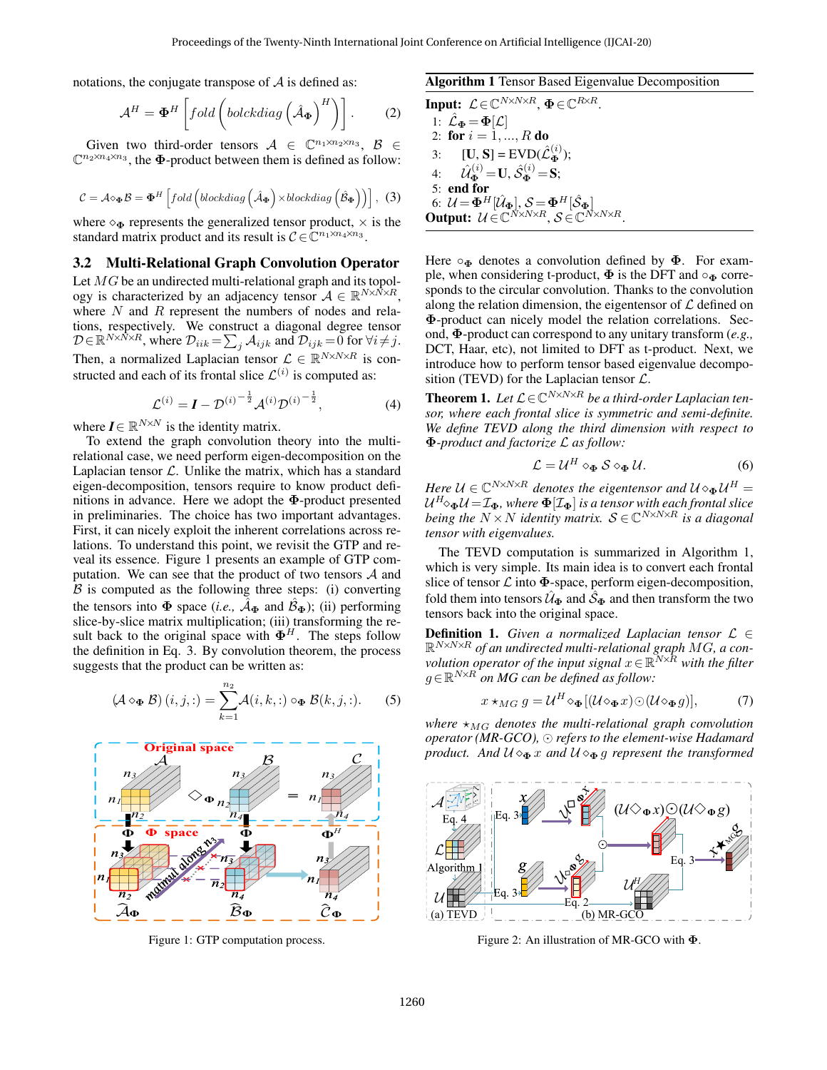notations, the conjugate transpose of $\mathcal{A}$ is defined as:

$$\mathcal{A}^H = \mathbf{\Phi}^H \left[ fold \left( bolckdiag \left( \hat{\mathcal{A}}_{\mathbf{\Phi}} \right)^H \right) \right]. \tag{2}$$

Given two third-order tensors $\mathcal{A} \in \mathbb{C}^{n_1 \times n_2 \times n_3}$, $\mathcal{B} \in \mathbb{C}^{n_2 \times n_4 \times n_3}$, the $\mathbf{\Phi}$-product between them is defined as follow:

$$\mathcal{C} = \mathcal{A} \diamond_{\mathbf{\Phi}} \mathcal{B} = \mathbf{\Phi}^H \left[ fold \left( blockdiag \left( \hat{\mathcal{A}}_{\mathbf{\Phi}} \right) \times blockdiag \left( \hat{\mathcal{B}}_{\mathbf{\Phi}} \right) \right) \right], \tag{3}$$

where $\diamond_{\mathbf{\Phi}}$ represents the generalized tensor product, $\times$ is the standard matrix product and its result is $\mathcal{C} \in \mathbb{C}^{n_1 \times n_4 \times n_3}$.

### 3.2 Multi-Relational Graph Convolution Operator

Let $MG$ be an undirected multi-relational graph and its topology is characterized by an adjacency tensor $\mathcal{A} \in \mathbb{R}^{N \times N \times R}$, where $N$ and $R$ represent the numbers of nodes and relations, respectively. We construct a diagonal degree tensor $\mathcal{D} \in \mathbb{R}^{N \times N \times R}$, where $\mathcal{D}_{iik} = \sum_j \mathcal{A}_{ijk}$ and $\mathcal{D}_{ijk} = 0$ for $\forall i \neq j$. Then, a normalized Laplacian tensor $\mathcal{L} \in \mathbb{R}^{N \times N \times R}$ is constructed and each of its frontal slice $\mathcal{L}^{(i)}$ is computed as:

$$\mathcal{L}^{(i)} = \boldsymbol{I} - \mathcal{D}^{(i)^{-\frac{1}{2}}} \mathcal{A}^{(i)} \mathcal{D}^{(i)^{-\frac{1}{2}}}, \tag{4}$$

where $\boldsymbol{I} \in \mathbb{R}^{N \times N}$ is the identity matrix.

To extend the graph convolution theory into the multi-relational case, we need perform eigen-decomposition on the Laplacian tensor $\mathcal{L}$. Unlike the matrix, which has a standard eigen-decomposition, tensors require to know product definitions in advance. Here we adopt the $\mathbf{\Phi}$-product presented in preliminaries. The choice has two important advantages. First, it can nicely exploit the inherent correlations across relations. To understand this point, we revisit the GTP and reveal its essence. Figure 1 presents an example of GTP computation. We can see that the product of two tensors $\mathcal{A}$ and $\mathcal{B}$ is computed as the following three steps: (i) converting the tensors into $\mathbf{\Phi}$ space (*i.e.*, $\hat{\mathcal{A}}_{\mathbf{\Phi}}$ and $\hat{\mathcal{B}}_{\mathbf{\Phi}}$); (ii) performing slice-by-slice matrix multiplication; (iii) transforming the result back to the original space with $\mathbf{\Phi}^H$. The steps follow the definition in Eq. 3. By convolution theorem, the process suggests that the product can be written as:

$$(\mathcal{A} \diamond_{\mathbf{\Phi}} \mathcal{B})(i, j, :) = \sum_{k=1}^{n_2} \mathcal{A}(i, k, :) \circ_{\mathbf{\Phi}} \mathcal{B}(k, j, :). \tag{5}$$

Figure 1: GTP computation process.

Here $\circ_{\mathbf{\Phi}}$ denotes a convolution defined by $\mathbf{\Phi}$. For example, when considering t-product, $\mathbf{\Phi}$ is the DFT and $\circ_{\mathbf{\Phi}}$ corresponds to the circular convolution. Thanks to the convolution along the relation dimension, the eigentensor of $\mathcal{L}$ defined on $\mathbf{\Phi}$-product can nicely model the relation correlations. Second, $\mathbf{\Phi}$-product can correspond to any unitary transform (*e.g.,* DCT, Haar, etc), not limited to DFT as t-product. Next, we introduce how to perform tensor based eigenvalue decomposition (TEVD) for the Laplacian tensor $\mathcal{L}$.

**Algorithm 1** Tensor Based Eigenvalue Decomposition

**Input:** $\mathcal{L} \in \mathbb{C}^{N \times N \times R}$, $\mathbf{\Phi} \in \mathbb{C}^{R \times R}$.
1: $\hat{\mathcal{L}}_{\mathbf{\Phi}} = \mathbf{\Phi}[\mathcal{L}]$
2: **for** $i = 1, ..., R$ **do**
3: &nbsp;&nbsp;&nbsp;[**U**, **S**] = EVD($\hat{\mathcal{L}}_{\mathbf{\Phi}}^{(i)}$);
4: &nbsp;&nbsp;&nbsp;$\hat{\mathcal{U}}_{\mathbf{\Phi}}^{(i)} = \mathbf{U}$, $\hat{\mathcal{S}}_{\mathbf{\Phi}}^{(i)} = \mathbf{S}$;
5: **end for**
6: $\mathcal{U} = \mathbf{\Phi}^H[\hat{\mathcal{U}}_{\mathbf{\Phi}}]$, $\mathcal{S} = \mathbf{\Phi}^H[\hat{\mathcal{S}}_{\mathbf{\Phi}}]$
**Output:** $\mathcal{U} \in \mathbb{C}^{N \times N \times R}$, $\mathcal{S} \in \mathbb{C}^{N \times N \times R}$.

**Theorem 1.** *Let $\mathcal{L} \in \mathbb{C}^{N \times N \times R}$ be a third-order Laplacian tensor, where each frontal slice is symmetric and semi-definite. We define TEVD along the third dimension with respect to $\mathbf{\Phi}$-product and factorize $\mathcal{L}$ as follow:*

$$\mathcal{L} = \mathcal{U}^H \diamond_{\mathbf{\Phi}} \mathcal{S} \diamond_{\mathbf{\Phi}} \mathcal{U}. \tag{6}$$

*Here $\mathcal{U} \in \mathbb{C}^{N \times N \times R}$ denotes the eigentensor and $\mathcal{U} \diamond_{\mathbf{\Phi}} \mathcal{U}^H = \mathcal{U}^H \diamond_{\mathbf{\Phi}} \mathcal{U} = \mathcal{I}_{\mathbf{\Phi}}$, where $\mathbf{\Phi}[\mathcal{I}_{\mathbf{\Phi}}]$ is a tensor with each frontal slice being the $N \times N$ identity matrix. $\mathcal{S} \in \mathbb{C}^{N \times N \times R}$ is a diagonal tensor with eigenvalues.*

The TEVD computation is summarized in Algorithm 1, which is very simple. Its main idea is to convert each frontal slice of tensor $\mathcal{L}$ into $\mathbf{\Phi}$-space, perform eigen-decomposition, fold them into tensors $\hat{\mathcal{U}}_{\mathbf{\Phi}}$ and $\hat{\mathcal{S}}_{\mathbf{\Phi}}$ and then transform the two tensors back into the original space.

**Definition 1.** *Given a normalized Laplacian tensor $\mathcal{L} \in \mathbb{R}^{N \times N \times R}$ of an undirected multi-relational graph $MG$, a convolution operator of the input signal $x \in \mathbb{R}^{N \times R}$ with the filter $g \in \mathbb{R}^{N \times R}$ on MG can be defined as follow:*

$$x \star_{MG} g = \mathcal{U}^H \diamond_{\mathbf{\Phi}} [(\mathcal{U} \diamond_{\mathbf{\Phi}} x) \odot (\mathcal{U} \diamond_{\mathbf{\Phi}} g)], \tag{7}$$

*where $\star_{MG}$ denotes the multi-relational graph convolution operator (MR-GCO), $\odot$ refers to the element-wise Hadamard product. And $\mathcal{U} \diamond_{\mathbf{\Phi}} x$ and $\mathcal{U} \diamond_{\mathbf{\Phi}} g$ represent the transformed*

Figure 2: An illustration of MR-GCO with $\mathbf{\Phi}$.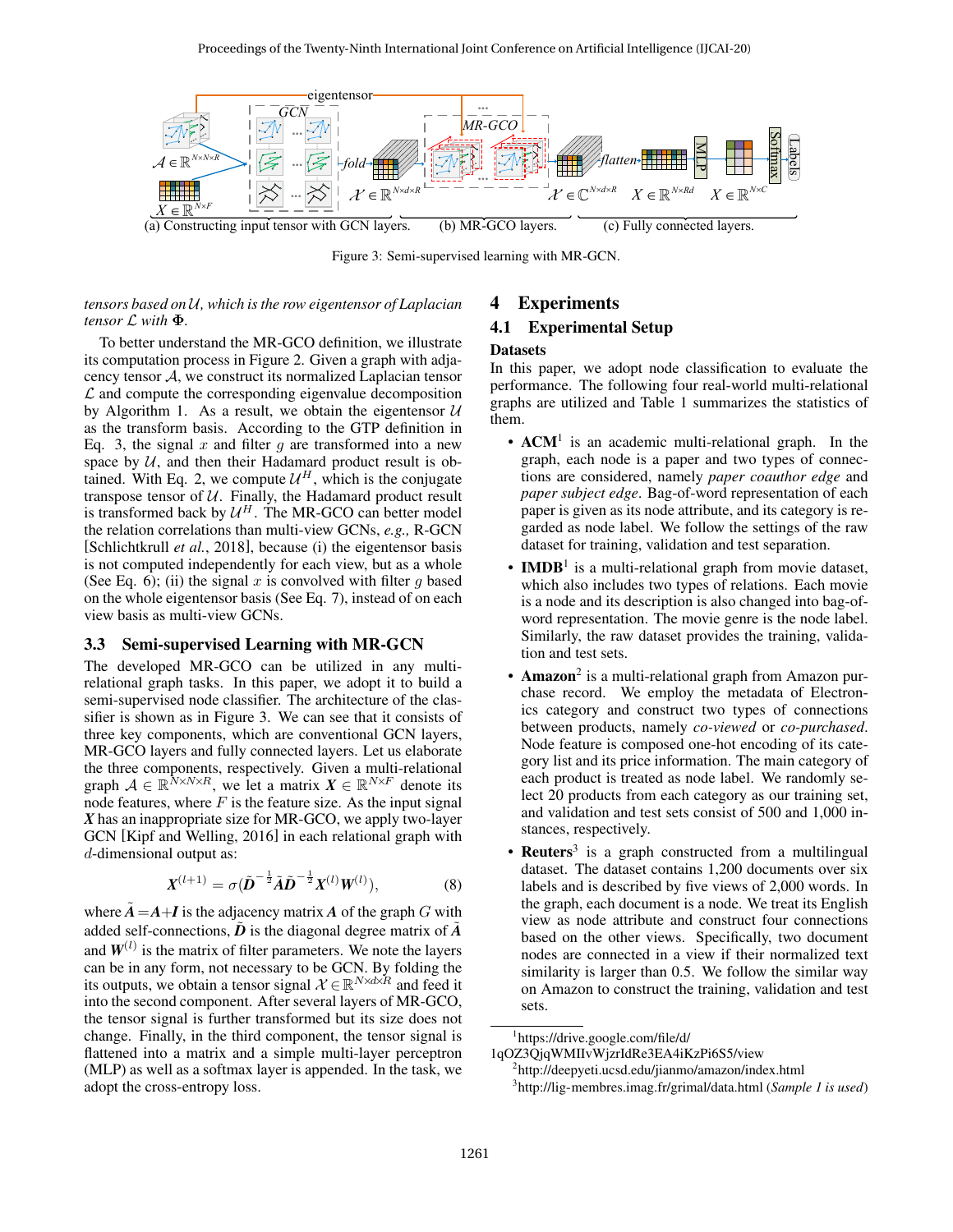Figure 3: Semi-supervised learning with MR-GCN.

*tensors based on $\mathcal{U}$, which is the row eigentensor of Laplacian tensor $\mathcal{L}$ with $\mathbf{\Phi}$.*

To better understand the MR-GCO definition, we illustrate its computation process in Figure 2. Given a graph with adjacency tensor $\mathcal{A}$, we construct its normalized Laplacian tensor $\mathcal{L}$ and compute the corresponding eigenvalue decomposition by Algorithm 1. As a result, we obtain the eigentensor $\mathcal{U}$ as the transform basis. According to the GTP definition in Eq. 3, the signal $x$ and filter $g$ are transformed into a new space by $\mathcal{U}$, and then their Hadamard product result is obtained. With Eq. 2, we compute $\mathcal{U}^H$, which is the conjugate transpose tensor of $\mathcal{U}$. Finally, the Hadamard product result is transformed back by $\mathcal{U}^H$. The MR-GCO can better model the relation correlations than multi-view GCNs, *e.g.,* R-GCN [Schlichtkrull *et al.*, 2018], because (i) the eigentensor basis is not computed independently for each view, but as a whole (See Eq. 6); (ii) the signal $x$ is convolved with filter $g$ based on the whole eigentensor basis (See Eq. 7), instead of on each view basis as multi-view GCNs.

## 3.3 Semi-supervised Learning with MR-GCN

The developed MR-GCO can be utilized in any multi-relational graph tasks. In this paper, we adopt it to build a semi-supervised node classifier. The architecture of the classifier is shown as in Figure 3. We can see that it consists of three key components, which are conventional GCN layers, MR-GCO layers and fully connected layers. Let us elaborate the three components, respectively. Given a multi-relational graph $\mathcal{A} \in \mathbb{R}^{N\times N\times R}$, we let a matrix $\boldsymbol{X} \in \mathbb{R}^{N\times F}$ denote its node features, where $F$ is the feature size. As the input signal $\boldsymbol{X}$ has an inappropriate size for MR-GCO, we apply two-layer GCN [Kipf and Welling, 2016] in each relational graph with $d$-dimensional output as:

$$\boldsymbol{X}^{(l+1)} = \sigma(\tilde{\boldsymbol{D}}^{-\frac{1}{2}}\tilde{\boldsymbol{A}}\tilde{\boldsymbol{D}}^{-\frac{1}{2}}\boldsymbol{X}^{(l)}\boldsymbol{W}^{(l)}), \tag{8}$$

where $\tilde{\boldsymbol{A}} = \boldsymbol{A}+\boldsymbol{I}$ is the adjacency matrix $\boldsymbol{A}$ of the graph $G$ with added self-connections, $\tilde{\boldsymbol{D}}$ is the diagonal degree matrix of $\tilde{\boldsymbol{A}}$ and $\boldsymbol{W}^{(l)}$ is the matrix of filter parameters. We note the layers can be in any form, not necessary to be GCN. By folding the its outputs, we obtain a tensor signal $\mathcal{X} \in \mathbb{R}^{N\times d\times R}$ and feed it into the second component. After several layers of MR-GCO, the tensor signal is further transformed but its size does not change. Finally, in the third component, the tensor signal is flattened into a matrix and a simple multi-layer perceptron (MLP) as well as a softmax layer is appended. In the task, we adopt the cross-entropy loss.

# 4 Experiments

## 4.1 Experimental Setup

### Datasets

In this paper, we adopt node classification to evaluate the performance. The following four real-world multi-relational graphs are utilized and Table 1 summarizes the statistics of them.

- **ACM**[1] is an academic multi-relational graph. In the graph, each node is a paper and two types of connections are considered, namely *paper coauthor edge* and *paper subject edge*. Bag-of-word representation of each paper is given as its node attribute, and its category is regarded as node label. We follow the settings of the raw dataset for training, validation and test separation.
- **IMDB**[1] is a multi-relational graph from movie dataset, which also includes two types of relations. Each movie is a node and its description is also changed into bag-of-word representation. The movie genre is the node label. Similarly, the raw dataset provides the training, validation and test sets.
- **Amazon**[2] is a multi-relational graph from Amazon purchase record. We employ the metadata of Electronics category and construct two types of connections between products, namely *co-viewed* or *co-purchased*. Node feature is composed one-hot encoding of its category list and its price information. The main category of each product is treated as node label. We randomly select 20 products from each category as our training set, and validation and test sets consist of 500 and 1,000 instances, respectively.
- **Reuters**[3] is a graph constructed from a multilingual dataset. The dataset contains 1,200 documents over six labels and is described by five views of 2,000 words. In the graph, each document is a node. We treat its English view as node attribute and construct four connections based on the other views. Specifically, two document nodes are connected in a view if their normalized text similarity is larger than 0.5. We follow the similar way on Amazon to construct the training, validation and test sets.

[1] https://drive.google.com/file/d/1qOZ3QjqWMIIvWjzrIdRe3EA4iKzPi6S5/view

[2] http://deepyeti.ucsd.edu/jianmo/amazon/index.html

[3] http://lig-membres.imag.fr/grimal/data.html (*Sample 1 is used*)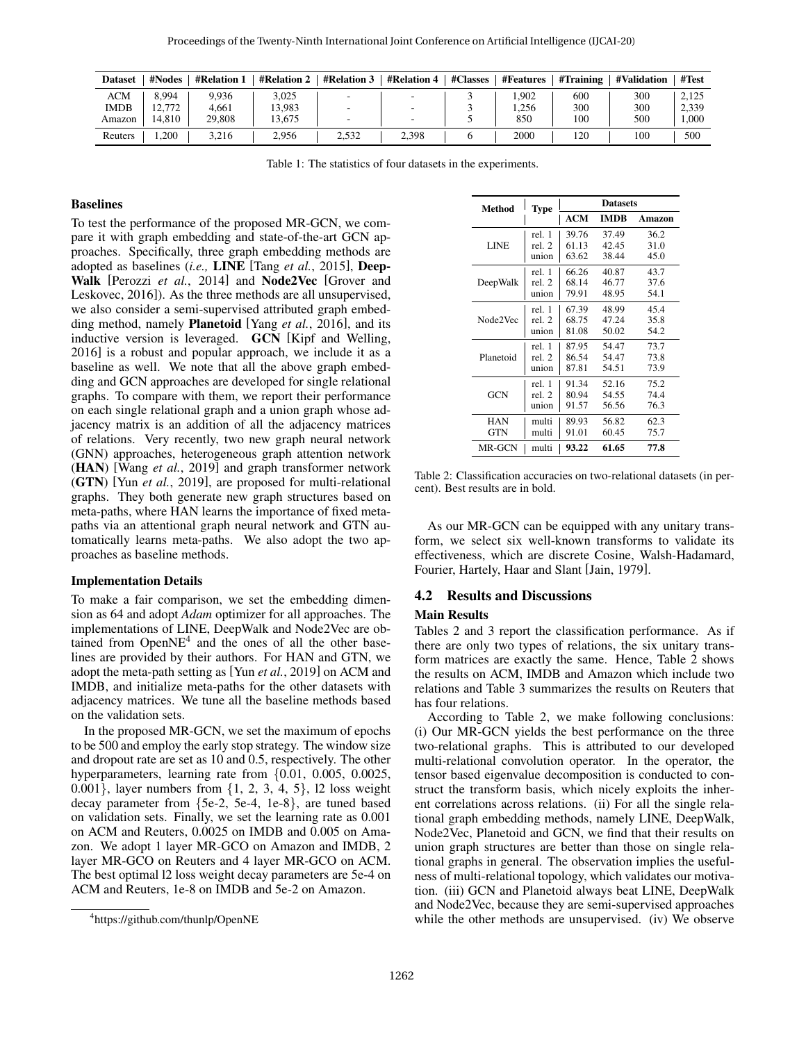| Dataset | #Nodes | #Relation 1 | #Relation 2 | #Relation 3 | #Relation 4 | #Classes | #Features | #Training | #Validation | #Test |
|---|---|---|---|---|---|---|---|---|---|---|
| ACM | 8,994 | 9,936 | 3,025 | - | - | 3 | 1,902 | 600 | 300 | 2,125 |
| IMDB | 12,772 | 4,661 | 13,983 | - | - | 3 | 1,256 | 300 | 300 | 2,339 |
| Amazon | 14,810 | 29,808 | 13,675 | - | - | 5 | 850 | 100 | 500 | 1,000 |
| Reuters | 1,200 | 3,216 | 2,956 | 2,532 | 2,398 | 6 | 2000 | 120 | 100 | 500 |

Table 1: The statistics of four datasets in the experiments.

### Baselines

To test the performance of the proposed MR-GCN, we compare it with graph embedding and state-of-the-art GCN approaches. Specifically, three graph embedding methods are adopted as baselines (*i.e.,* **LINE** [Tang *et al.*, 2015], **DeepWalk** [Perozzi *et al.*, 2014] and **Node2Vec** [Grover and Leskovec, 2016]). As the three methods are all unsupervised, we also consider a semi-supervised attributed graph embedding method, namely **Planetoid** [Yang *et al.*, 2016], and its inductive version is leveraged. **GCN** [Kipf and Welling, 2016] is a robust and popular approach, we include it as a baseline as well. We note that all the above graph embedding and GCN approaches are developed for single relational graphs. To compare with them, we report their performance on each single relational graph and a union graph whose adjacency matrix is an addition of all the adjacency matrices of relations. Very recently, two new graph neural network (GNN) approaches, heterogeneous graph attention network (**HAN**) [Wang *et al.*, 2019] and graph transformer network (**GTN**) [Yun *et al.*, 2019], are proposed for multi-relational graphs. They both generate new graph structures based on meta-paths, where HAN learns the importance of fixed meta-paths via an attentional graph neural network and GTN automatically learns meta-paths. We also adopt the two approaches as baseline methods.

### Implementation Details

To make a fair comparison, we set the embedding dimension as 64 and adopt *Adam* optimizer for all approaches. The implementations of LINE, DeepWalk and Node2Vec are obtained from OpenNE[4] and the ones of all the other baselines are provided by their authors. For HAN and GTN, we adopt the meta-path setting as [Yun *et al.*, 2019] on ACM and IMDB, and initialize meta-paths for the other datasets with adjacency matrices. We tune all the baseline methods based on the validation sets.

In the proposed MR-GCN, we set the maximum of epochs to be 500 and employ the early stop strategy. The window size and dropout rate are set as 10 and 0.5, respectively. The other hyperparameters, learning rate from {0.01, 0.005, 0.0025, 0.001}, layer numbers from {1, 2, 3, 4, 5}, l2 loss weight decay parameter from {5e-2, 5e-4, 1e-8}, are tuned based on validation sets. Finally, we set the learning rate as 0.001 on ACM and Reuters, 0.0025 on IMDB and 0.005 on Amazon. We adopt 1 layer MR-GCO on Amazon and IMDB, 2 layer MR-GCO on Reuters and 4 layer MR-GCO on ACM. The best optimal l2 loss weight decay parameters are 5e-4 on ACM and Reuters, 1e-8 on IMDB and 5e-2 on Amazon.

[4] https://github.com/thunlp/OpenNE

| Method | Type | Datasets | | |
|---|---|---|---|---|
| | | ACM | IMDB | Amazon |
| LINE | rel. 1 | 39.76 | 37.49 | 36.2 |
| | rel. 2 | 61.13 | 42.45 | 31.0 |
| | union | 63.62 | 38.44 | 45.0 |
| DeepWalk | rel. 1 | 66.26 | 40.87 | 43.7 |
| | rel. 2 | 68.14 | 46.77 | 37.6 |
| | union | 79.91 | 48.95 | 54.1 |
| Node2Vec | rel. 1 | 67.39 | 48.99 | 45.4 |
| | rel. 2 | 68.75 | 47.24 | 35.8 |
| | union | 81.08 | 50.02 | 54.2 |
| Planetoid | rel. 1 | 87.95 | 54.47 | 73.7 |
| | rel. 2 | 86.54 | 54.47 | 73.8 |
| | union | 87.81 | 54.51 | 73.9 |
| GCN | rel. 1 | 91.34 | 52.16 | 75.2 |
| | rel. 2 | 80.94 | 54.55 | 74.4 |
| | union | 91.57 | 56.56 | 76.3 |
| HAN | multi | 89.93 | 56.82 | 62.3 |
| GTN | multi | 91.01 | 60.45 | 75.7 |
| MR-GCN | multi | **93.22** | **61.65** | **77.8** |

Table 2: Classification accuracies on two-relational datasets (in percent). Best results are in bold.

As our MR-GCN can be equipped with any unitary transform, we select six well-known transforms to validate its effectiveness, which are discrete Cosine, Walsh-Hadamard, Fourier, Hartely, Haar and Slant [Jain, 1979].

## 4.2 Results and Discussions

### Main Results

Tables 2 and 3 report the classification performance. As if there are only two types of relations, the six unitary transform matrices are exactly the same. Hence, Table 2 shows the results on ACM, IMDB and Amazon which include two relations and Table 3 summarizes the results on Reuters that has four relations.

According to Table 2, we make following conclusions: (i) Our MR-GCN yields the best performance on the three two-relational graphs. This is attributed to our developed multi-relational convolution operator. In the operator, the tensor based eigenvalue decomposition is conducted to construct the transform basis, which nicely exploits the inherent correlations across relations. (ii) For all the single relational graph embedding methods, namely LINE, DeepWalk, Node2Vec, Planetoid and GCN, we find that their results on union graph structures are better than those on single relational graphs in general. The observation implies the usefulness of multi-relational topology, which validates our motivation. (iii) GCN and Planetoid always beat LINE, DeepWalk and Node2Vec, because they are semi-supervised approaches while the other methods are unsupervised. (iv) We observe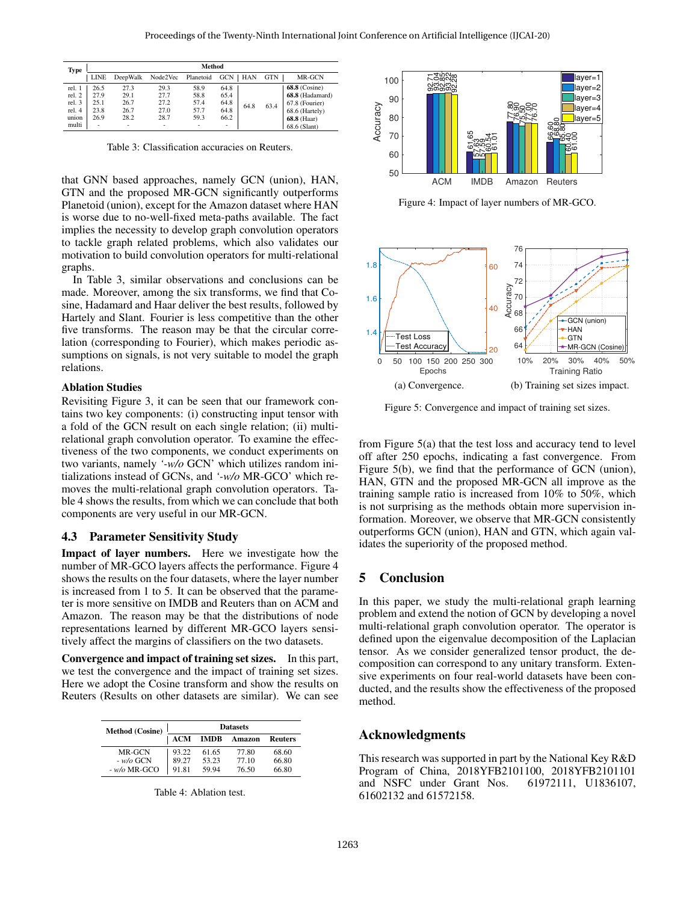| Type | Method | | | | | | | |
|---|---|---|---|---|---|---|---|---|
| | LINE | DeepWalk | Node2Vec | Planetoid | GCN | HAN | GTN | MR-GCN |
| rel. 1 | 26.5 | 27.3 | 29.3 | 58.9 | 64.8 | 64.8 | 63.4 | **68.8** (Cosine) |
| rel. 2 | 27.9 | 29.1 | 27.7 | 58.8 | 65.4 | | | **68.8** (Hadamard) |
| rel. 3 | 25.1 | 26.7 | 27.2 | 57.4 | 64.8 | | | 67.8 (Fourier) |
| rel. 4 | 23.8 | 26.7 | 27.0 | 57.7 | 64.8 | | | 68.6 (Hartely) |
| union | 26.9 | 28.2 | 28.7 | 59.3 | 66.2 | | | **68.8** (Haar) |
| multi | - | - | - | - | - | | | 68.6 (Slant) |

Table 3: Classification accuracies on Reuters.

that GNN based approaches, namely GCN (union), HAN, GTN and the proposed MR-GCN significantly outperforms Planetoid (union), except for the Amazon dataset where HAN is worse due to no-well-fixed meta-paths available. The fact implies the necessity to develop graph convolution operators to tackle graph related problems, which also validates our motivation to build convolution operators for multi-relational graphs.

In Table 3, similar observations and conclusions can be made. Moreover, among the six transforms, we find that Cosine, Hadamard and Haar deliver the best results, followed by Hartely and Slant. Fourier is less competitive than the other five transforms. The reason may be that the circular correlation (corresponding to Fourier), which makes periodic assumptions on signals, is not very suitable to model the graph relations.

### Ablation Studies

Revisiting Figure 3, it can be seen that our framework contains two key components: (i) constructing input tensor with a fold of the GCN result on each single relation; (ii) multi-relational graph convolution operator. To examine the effectiveness of the two components, we conduct experiments on two variants, namely *'-w/o* GCN' which utilizes random initializations instead of GCNs, and *'-w/o* MR-GCO' which removes the multi-relational graph convolution operators. Table 4 shows the results, from which we can conclude that both components are very useful in our MR-GCN.

## 4.3 Parameter Sensitivity Study

**Impact of layer numbers.** Here we investigate how the number of MR-GCO layers affects the performance. Figure 4 shows the results on the four datasets, where the layer number is increased from 1 to 5. It can be observed that the parameter is more sensitive on IMDB and Reuters than on ACM and Amazon. The reason may be that the distributions of node representations learned by different MR-GCO layers sensitively affect the margins of classifiers on the two datasets.

**Convergence and impact of training set sizes.** In this part, we test the convergence and the impact of training set sizes. Here we adopt the Cosine transform and show the results on Reuters (Results on other datasets are similar). We can see from Figure 5(a) that the test loss and accuracy tend to level off after 250 epochs, indicating a fast convergence. From Figure 5(b), we find that the performance of GCN (union), HAN, GTN and the proposed MR-GCN all improve as the training sample ratio is increased from 10% to 50%, which is not surprising as the methods obtain more supervision information. Moreover, we observe that MR-GCN consistently outperforms GCN (union), HAN and GTN, which again validates the superiority of the proposed method.

| Method (Cosine) | ACM | IMDB | Amazon | Reuters |
|---|---|---|---|---|
| MR-GCN | 93.22 | 61.65 | 77.80 | 68.60 |
| - *w/o* GCN | 89.27 | 53.23 | 77.10 | 66.80 |
| - *w/o* MR-GCO | 91.81 | 59.94 | 76.50 | 66.80 |

Table 4: Ablation test.

Figure 4: Impact of layer numbers of MR-GCO.

(a) Convergence. (b) Training set sizes impact.

Figure 5: Convergence and impact of training set sizes.

## 5 Conclusion

In this paper, we study the multi-relational graph learning problem and extend the notion of GCN by developing a novel multi-relational graph convolution operator. The operator is defined upon the eigenvalue decomposition of the Laplacian tensor. As we consider generalized tensor product, the decomposition can correspond to any unitary transform. Extensive experiments on four real-world datasets have been conducted, and the results show the effectiveness of the proposed method.

## Acknowledgments

This research was supported in part by the National Key R&D Program of China, 2018YFB2101100, 2018YFB2101101 and NSFC under Grant Nos. 61972111, U1836107, 61602132 and 61572158.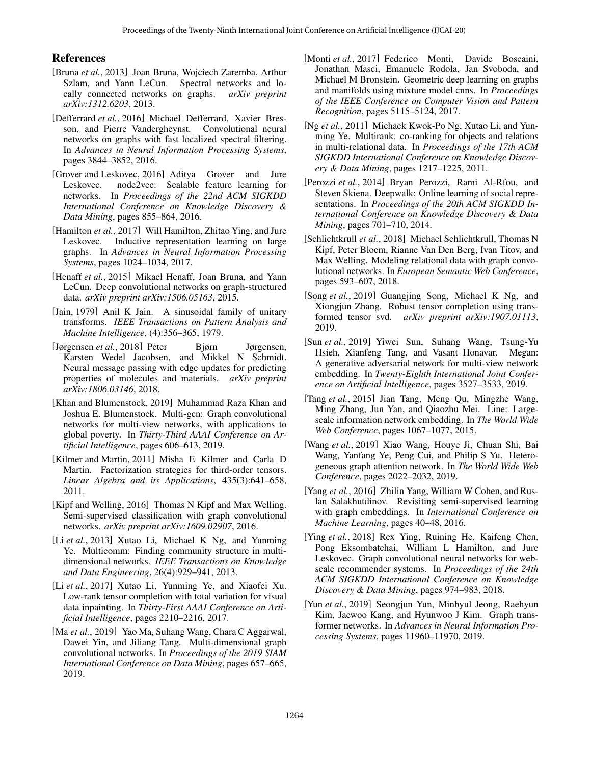## References

[Bruna *et al.*, 2013] Joan Bruna, Wojciech Zaremba, Arthur Szlam, and Yann LeCun. Spectral networks and locally connected networks on graphs. *arXiv preprint arXiv:1312.6203*, 2013.

[Defferrard *et al.*, 2016] Michaël Defferrard, Xavier Bresson, and Pierre Vandergheynst. Convolutional neural networks on graphs with fast localized spectral filtering. In *Advances in Neural Information Processing Systems*, pages 3844–3852, 2016.

[Grover and Leskovec, 2016] Aditya Grover and Jure Leskovec. node2vec: Scalable feature learning for networks. In *Proceedings of the 22nd ACM SIGKDD International Conference on Knowledge Discovery & Data Mining*, pages 855–864, 2016.

[Hamilton *et al.*, 2017] Will Hamilton, Zhitao Ying, and Jure Leskovec. Inductive representation learning on large graphs. In *Advances in Neural Information Processing Systems*, pages 1024–1034, 2017.

[Henaff *et al.*, 2015] Mikael Henaff, Joan Bruna, and Yann LeCun. Deep convolutional networks on graph-structured data. *arXiv preprint arXiv:1506.05163*, 2015.

[Jain, 1979] Anil K Jain. A sinusoidal family of unitary transforms. *IEEE Transactions on Pattern Analysis and Machine Intelligence*, (4):356–365, 1979.

[Jørgensen *et al.*, 2018] Peter Bjørn Jørgensen, Karsten Wedel Jacobsen, and Mikkel N Schmidt. Neural message passing with edge updates for predicting properties of molecules and materials. *arXiv preprint arXiv:1806.03146*, 2018.

[Khan and Blumenstock, 2019] Muhammad Raza Khan and Joshua E. Blumenstock. Multi-gcn: Graph convolutional networks for multi-view networks, with applications to global poverty. In *Thirty-Third AAAI Conference on Artificial Intelligence*, pages 606–613, 2019.

[Kilmer and Martin, 2011] Misha E Kilmer and Carla D Martin. Factorization strategies for third-order tensors. *Linear Algebra and its Applications*, 435(3):641–658, 2011.

[Kipf and Welling, 2016] Thomas N Kipf and Max Welling. Semi-supervised classification with graph convolutional networks. *arXiv preprint arXiv:1609.02907*, 2016.

[Li *et al.*, 2013] Xutao Li, Michael K Ng, and Yunming Ye. Multicomm: Finding community structure in multi-dimensional networks. *IEEE Transactions on Knowledge and Data Engineering*, 26(4):929–941, 2013.

[Li *et al.*, 2017] Xutao Li, Yunming Ye, and Xiaofei Xu. Low-rank tensor completion with total variation for visual data inpainting. In *Thirty-First AAAI Conference on Artificial Intelligence*, pages 2210–2216, 2017.

[Ma *et al.*, 2019] Yao Ma, Suhang Wang, Chara C Aggarwal, Dawei Yin, and Jiliang Tang. Multi-dimensional graph convolutional networks. In *Proceedings of the 2019 SIAM International Conference on Data Mining*, pages 657–665, 2019.

[Monti *et al.*, 2017] Federico Monti, Davide Boscaini, Jonathan Masci, Emanuele Rodola, Jan Svoboda, and Michael M Bronstein. Geometric deep learning on graphs and manifolds using mixture model cnns. In *Proceedings of the IEEE Conference on Computer Vision and Pattern Recognition*, pages 5115–5124, 2017.

[Ng *et al.*, 2011] Michaek Kwok-Po Ng, Xutao Li, and Yunming Ye. Multirank: co-ranking for objects and relations in multi-relational data. In *Proceedings of the 17th ACM SIGKDD International Conference on Knowledge Discovery & Data Mining*, pages 1217–1225, 2011.

[Perozzi *et al.*, 2014] Bryan Perozzi, Rami Al-Rfou, and Steven Skiena. Deepwalk: Online learning of social representations. In *Proceedings of the 20th ACM SIGKDD International Conference on Knowledge Discovery & Data Mining*, pages 701–710, 2014.

[Schlichtkrull *et al.*, 2018] Michael Schlichtkrull, Thomas N Kipf, Peter Bloem, Rianne Van Den Berg, Ivan Titov, and Max Welling. Modeling relational data with graph convolutional networks. In *European Semantic Web Conference*, pages 593–607, 2018.

[Song *et al.*, 2019] Guangjing Song, Michael K Ng, and Xiongjun Zhang. Robust tensor completion using transformed tensor svd. *arXiv preprint arXiv:1907.01113*, 2019.

[Sun *et al.*, 2019] Yiwei Sun, Suhang Wang, Tsung-Yu Hsieh, Xianfeng Tang, and Vasant Honavar. Megan: A generative adversarial network for multi-view network embedding. In *Twenty-Eighth International Joint Conference on Artificial Intelligence*, pages 3527–3533, 2019.

[Tang *et al.*, 2015] Jian Tang, Meng Qu, Mingzhe Wang, Ming Zhang, Jun Yan, and Qiaozhu Mei. Line: Large-scale information network embedding. In *The World Wide Web Conference*, pages 1067–1077, 2015.

[Wang *et al.*, 2019] Xiao Wang, Houye Ji, Chuan Shi, Bai Wang, Yanfang Ye, Peng Cui, and Philip S Yu. Heterogeneous graph attention network. In *The World Wide Web Conference*, pages 2022–2032, 2019.

[Yang *et al.*, 2016] Zhilin Yang, William W Cohen, and Ruslan Salakhutdinov. Revisiting semi-supervised learning with graph embeddings. In *International Conference on Machine Learning*, pages 40–48, 2016.

[Ying *et al.*, 2018] Rex Ying, Ruining He, Kaifeng Chen, Pong Eksombatchai, William L Hamilton, and Jure Leskovec. Graph convolutional neural networks for web-scale recommender systems. In *Proceedings of the 24th ACM SIGKDD International Conference on Knowledge Discovery & Data Mining*, pages 974–983, 2018.

[Yun *et al.*, 2019] Seongjun Yun, Minbyul Jeong, Raehyun Kim, Jaewoo Kang, and Hyunwoo J Kim. Graph transformer networks. In *Advances in Neural Information Processing Systems*, pages 11960–11970, 2019.